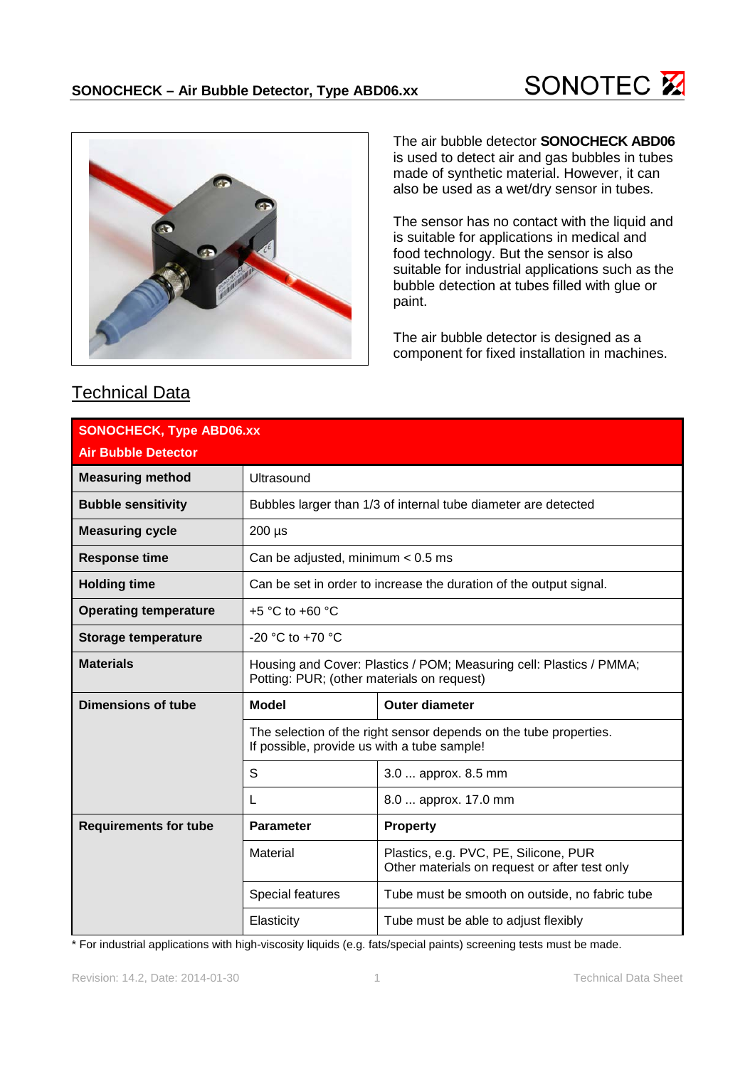# SONOCHECK – Air Bubble Detector, Type ABD06.xx

The air bubble detector **SONOCHECK ABD06** is used to detect air and gas bubbles in tubes made of synthetic material. However, it can also be used as a wet/dry sensor in tubes.

The sensor has no contact with the liquid and is suitable for applications in medical and food technology. But the sensor is also suitable for industrial applications such as the bubble detection at tubes filled with glue or paint.

The air bubble detector is designed as a component for fixed installation in machines.

## Technical Data

| **SONOCHECK, Type ABD06.xx Air Bubble Detector** | | |
|---|---|---|
| **Measuring method** | Ultrasound | |
| **Bubble sensitivity** | Bubbles larger than 1/3 of internal tube diameter are detected | |
| **Measuring cycle** | 200 µs | |
| **Response time** | Can be adjusted, minimum < 0.5 ms | |
| **Holding time** | Can be set in order to increase the duration of the output signal. | |
| **Operating temperature** | +5 °C to +60 °C | |
| **Storage temperature** | -20 °C to +70 °C | |
| **Materials** | Housing and Cover: Plastics / POM; Measuring cell: Plastics / PMMA; Potting: PUR; (other materials on request) | |
| **Dimensions of tube** | **Model** | **Outer diameter** |
| | The selection of the right sensor depends on the tube properties. If possible, provide us with a tube sample! | |
| | S | 3.0 ... approx. 8.5 mm |
| | L | 8.0 ... approx. 17.0 mm |
| **Requirements for tube** | **Parameter** | **Property** |
| | Material | Plastics, e.g. PVC, PE, Silicone, PUR Other materials on request or after test only |
| | Special features | Tube must be smooth on outside, no fabric tube |
| | Elasticity | Tube must be able to adjust flexibly |

* For industrial applications with high-viscosity liquids (e.g. fats/special paints) screening tests must be made.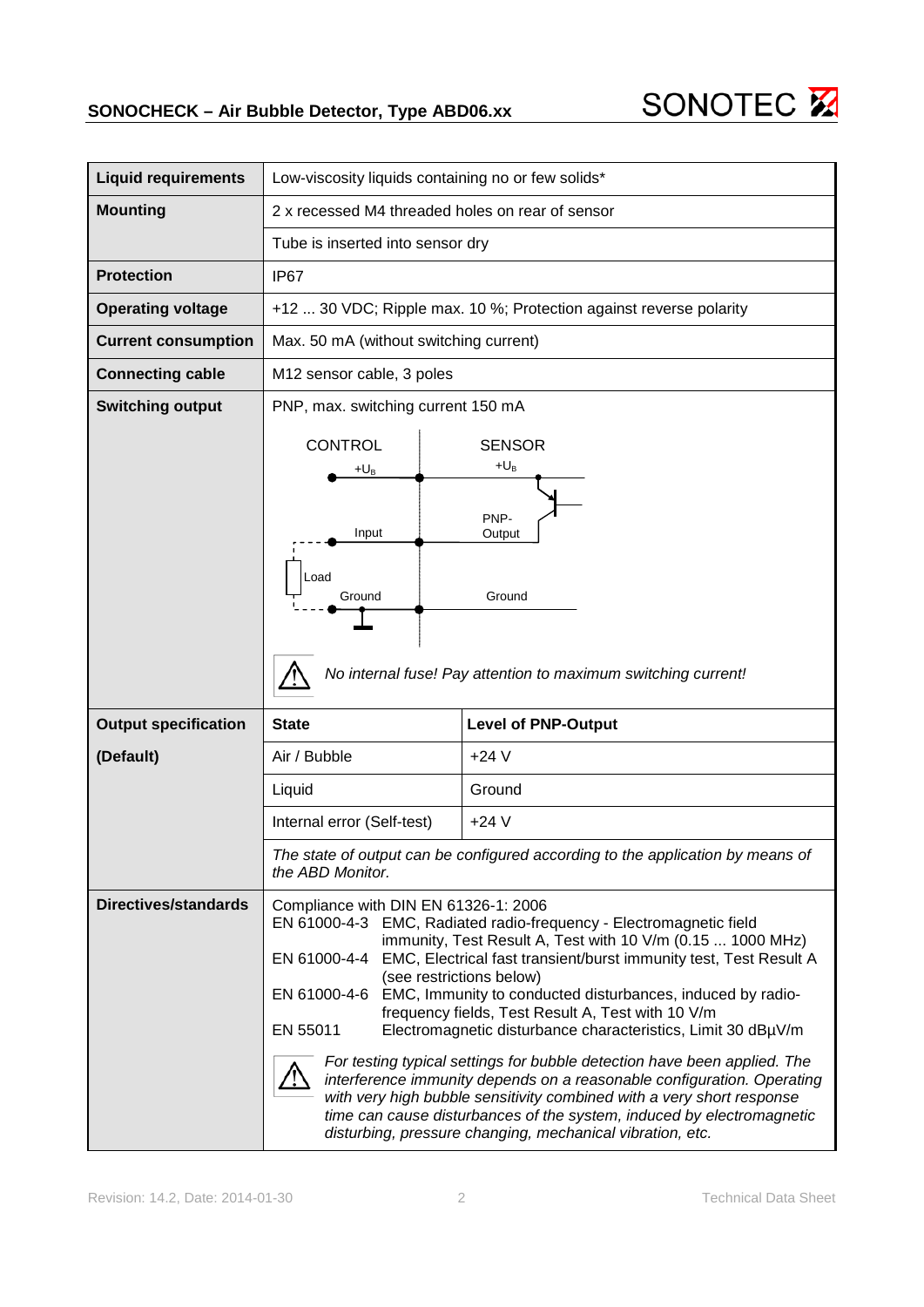| Liquid requirements | Low-viscosity liquids containing no or few solids* | |
|---|---|---|
| **Mounting** | 2 x recessed M4 threaded holes on rear of sensor | |
| | Tube is inserted into sensor dry | |
| **Protection** | IP67 | |
| **Operating voltage** | +12 ... 30 VDC; Ripple max. 10 %; Protection against reverse polarity | |
| **Current consumption** | Max. 50 mA (without switching current) | |
| **Connecting cable** | M12 sensor cable, 3 poles | |
| **Switching output** | PNP, max. switching current 150 mA | |
| | CONTROL: $+U_B$, Input, Load, Ground — SENSOR: $+U_B$, PNP-Output, Ground | |
| | ⚠ *No internal fuse! Pay attention to maximum switching current!* | |
| **Output specification (Default)** | **State** | **Level of PNP-Output** |
| | Air / Bubble | +24 V |
| | Liquid | Ground |
| | Internal error (Self-test) | +24 V |
| | *The state of output can be configured according to the application by means of the ABD Monitor.* | |
| **Directives/standards** | Compliance with DIN EN 61326-1: 2006<br>EN 61000-4-3 EMC, Radiated radio-frequency - Electromagnetic field immunity, Test Result A, Test with 10 V/m (0.15 ... 1000 MHz)<br>EN 61000-4-4 EMC, Electrical fast transient/burst immunity test, Test Result A (see restrictions below)<br>EN 61000-4-6 EMC, Immunity to conducted disturbances, induced by radio-frequency fields, Test Result A, Test with 10 V/m<br>EN 55011 Electromagnetic disturbance characteristics, Limit 30 dBµV/m | |
| | ⚠ *For testing typical settings for bubble detection have been applied. The interference immunity depends on a reasonable configuration. Operating with very high bubble sensitivity combined with a very short response time can cause disturbances of the system, induced by electromagnetic disturbing, pressure changing, mechanical vibration, etc.* | |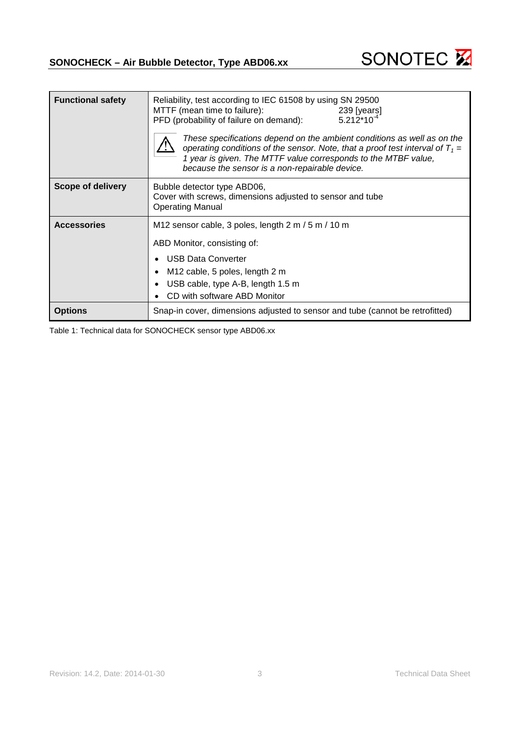| Functional safety | Reliability, test according to IEC 61508 by using SN 29500<br>MTTF (mean time to failure): 239 [years]<br>PFD (probability of failure on demand): $5.212*10^{-4}$<br>⚠ *These specifications depend on the ambient conditions as well as on the operating conditions of the sensor. Note, that a proof test interval of $T_1$ = 1 year is given. The MTTF value corresponds to the MTBF value, because the sensor is a non-repairable device.* |
|---|---|
| **Scope of delivery** | Bubble detector type ABD06,<br>Cover with screws, dimensions adjusted to sensor and tube<br>Operating Manual |
| **Accessories** | M12 sensor cable, 3 poles, length 2 m / 5 m / 10 m<br>ABD Monitor, consisting of:<br>• USB Data Converter<br>• M12 cable, 5 poles, length 2 m<br>• USB cable, type A-B, length 1.5 m<br>• CD with software ABD Monitor |
| **Options** | Snap-in cover, dimensions adjusted to sensor and tube (cannot be retrofitted) |

Table 1: Technical data for SONOCHECK sensor type ABD06.xx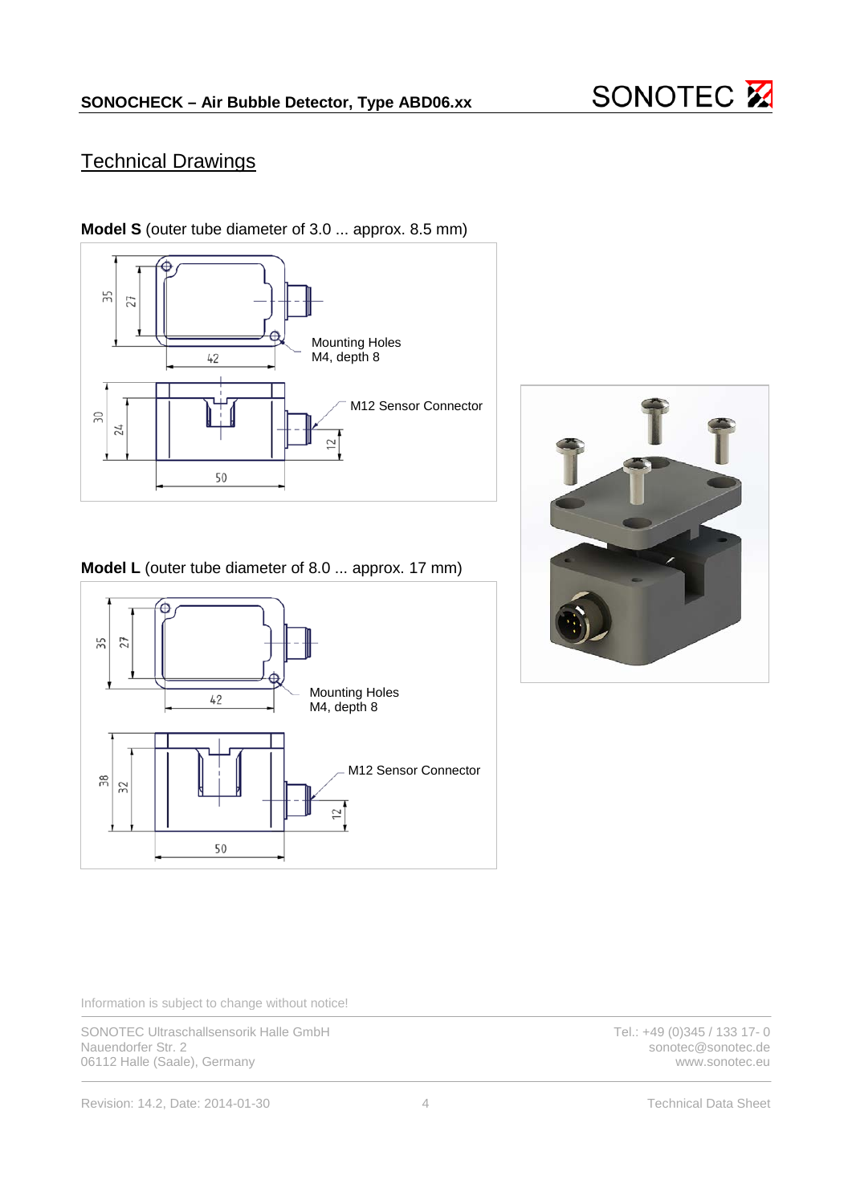## Technical Drawings

**Model S** (outer tube diameter of 3.0 ... approx. 8.5 mm)

35
27
42
Mounting Holes
M4, depth 8
30
24
M12 Sensor Connector
12
50

**Model L** (outer tube diameter of 8.0 ... approx. 17 mm)

35
27
42
Mounting Holes
M4, depth 8
38
32
M12 Sensor Connector
12
50

Information is subject to change without notice!

SONOTEC Ultraschallsensorik Halle GmbH
Nauendorfer Str. 2
06112 Halle (Saale), Germany

Tel.: +49 (0)345 / 133 17- 0
sonotec@sonotec.de
www.sonotec.eu

Revision: 14.2, Date: 2014-01-30

Technical Data Sheet